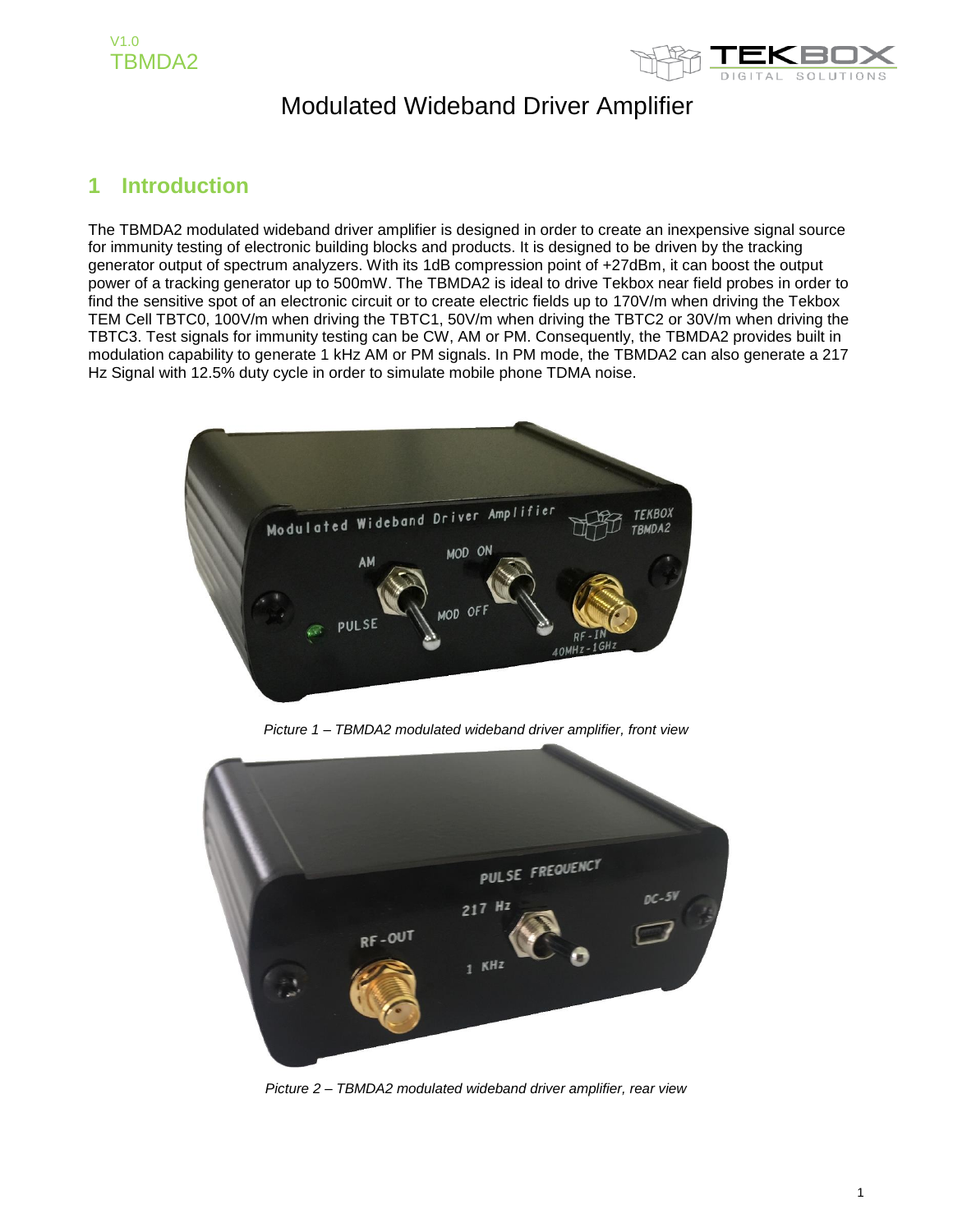# Modulated Wideband Driver Amplifier

## 1 Introduction

The TBMDA2 modulated wideband driver amplifier is designed in order to create an inexpensive signal source for immunity testing of electronic building blocks and products. It is designed to be driven by the tracking generator output of spectrum analyzers. With its 1dB compression point of +27dBm, it can boost the output power of a tracking generator up to 500mW. The TBMDA2 is ideal to drive Tekbox near field probes in order to find the sensitive spot of an electronic circuit or to create electric fields up to 170V/m when driving the Tekbox TEM Cell TBTC0, 100V/m when driving the TBTC1, 50V/m when driving the TBTC2 or 30V/m when driving the TBTC3. Test signals for immunity testing can be CW, AM or PM. Consequently, the TBMDA2 provides built in modulation capability to generate 1 kHz AM or PM signals. In PM mode, the TBMDA2 can also generate a 217 Hz Signal with 12.5% duty cycle in order to simulate mobile phone TDMA noise.

*Picture 1 – TBMDA2 modulated wideband driver amplifier, front view*

*Picture 2 – TBMDA2 modulated wideband driver amplifier, rear view*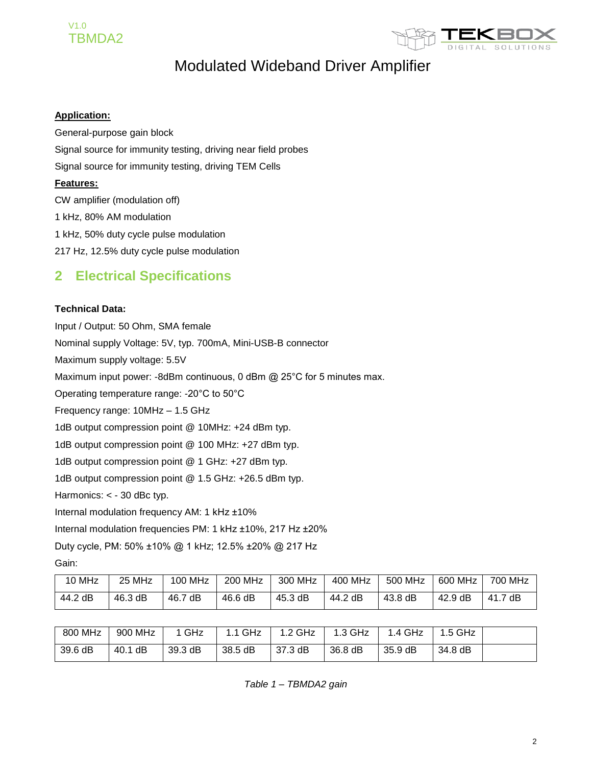## Modulated Wideband Driver Amplifier

**Application:**

General-purpose gain block

Signal source for immunity testing, driving near field probes

Signal source for immunity testing, driving TEM Cells

**Features:**

CW amplifier (modulation off)

1 kHz, 80% AM modulation

1 kHz, 50% duty cycle pulse modulation

217 Hz, 12.5% duty cycle pulse modulation

## 2 Electrical Specifications

**Technical Data:**

Input / Output: 50 Ohm, SMA female

Nominal supply Voltage: 5V, typ. 700mA, Mini-USB-B connector

Maximum supply voltage: 5.5V

Maximum input power: -8dBm continuous, 0 dBm @ 25°C for 5 minutes max.

Operating temperature range: -20°C to 50°C

Frequency range: 10MHz – 1.5 GHz

1dB output compression point @ 10MHz: +24 dBm typ.

1dB output compression point @ 100 MHz: +27 dBm typ.

1dB output compression point @ 1 GHz: +27 dBm typ.

1dB output compression point @ 1.5 GHz: +26.5 dBm typ.

Harmonics: < - 30 dBc typ.

Internal modulation frequency AM: 1 kHz ±10%

Internal modulation frequencies PM: 1 kHz ±10%, 217 Hz ±20%

Duty cycle, PM: 50% ±10% @ 1 kHz; 12.5% ±20% @ 217 Hz

Gain:

| 10 MHz | 25 MHz | 100 MHz | 200 MHz | 300 MHz | 400 MHz | 500 MHz | 600 MHz | 700 MHz |
|---|---|---|---|---|---|---|---|---|
| 44.2 dB | 46.3 dB | 46.7 dB | 46.6 dB | 45.3 dB | 44.2 dB | 43.8 dB | 42.9 dB | 41.7 dB |

| 800 MHz | 900 MHz | 1 GHz | 1.1 GHz | 1.2 GHz | 1.3 GHz | 1.4 GHz | 1.5 GHz | |
|---|---|---|---|---|---|---|---|---|
| 39.6 dB | 40.1 dB | 39.3 dB | 38.5 dB | 37.3 dB | 36.8 dB | 35.9 dB | 34.8 dB | |

*Table 1 – TBMDA2 gain*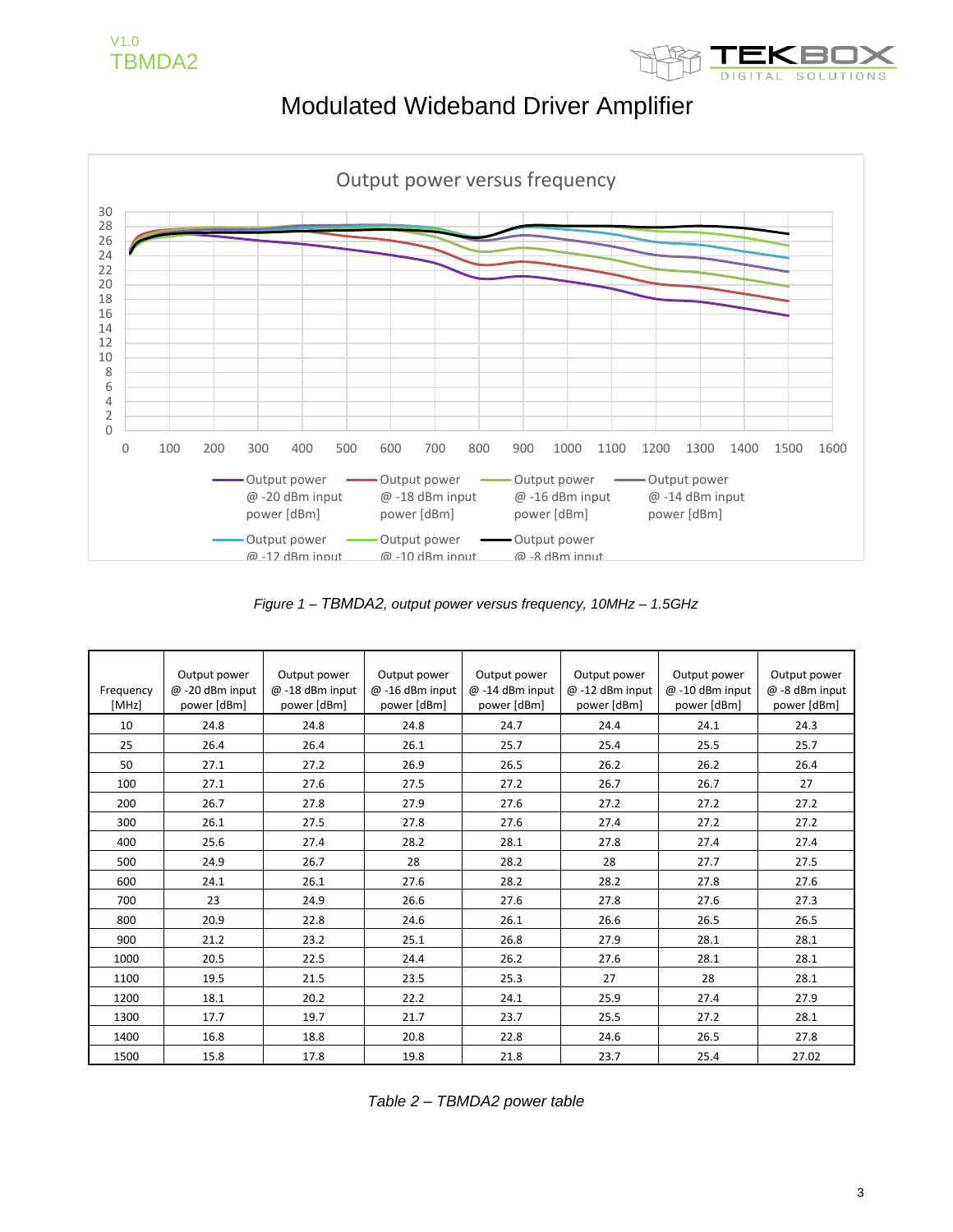# Modulated Wideband Driver Amplifier

*Figure 1 – TBMDA2, output power versus frequency, 10MHz – 1.5GHz*

| Frequency [MHz] | Output power @ -20 dBm input power [dBm] | Output power @ -18 dBm input power [dBm] | Output power @ -16 dBm input power [dBm] | Output power @ -14 dBm input power [dBm] | Output power @ -12 dBm input power [dBm] | Output power @ -10 dBm input power [dBm] | Output power @ -8 dBm input power [dBm] |
|---|---|---|---|---|---|---|---|
| 10 | 24.8 | 24.8 | 24.8 | 24.7 | 24.4 | 24.1 | 24.3 |
| 25 | 26.4 | 26.4 | 26.1 | 25.7 | 25.4 | 25.5 | 25.7 |
| 50 | 27.1 | 27.2 | 26.9 | 26.5 | 26.2 | 26.2 | 26.4 |
| 100 | 27.1 | 27.6 | 27.5 | 27.2 | 26.7 | 26.7 | 27 |
| 200 | 26.7 | 27.8 | 27.9 | 27.6 | 27.2 | 27.2 | 27.2 |
| 300 | 26.1 | 27.5 | 27.8 | 27.6 | 27.4 | 27.2 | 27.2 |
| 400 | 25.6 | 27.4 | 28.2 | 28.1 | 27.8 | 27.4 | 27.4 |
| 500 | 24.9 | 26.7 | 28 | 28.2 | 28 | 27.7 | 27.5 |
| 600 | 24.1 | 26.1 | 27.6 | 28.2 | 28.2 | 27.8 | 27.6 |
| 700 | 23 | 24.9 | 26.6 | 27.6 | 27.8 | 27.6 | 27.3 |
| 800 | 20.9 | 22.8 | 24.6 | 26.1 | 26.6 | 26.5 | 26.5 |
| 900 | 21.2 | 23.2 | 25.1 | 26.8 | 27.9 | 28.1 | 28.1 |
| 1000 | 20.5 | 22.5 | 24.4 | 26.2 | 27.6 | 28.1 | 28.1 |
| 1100 | 19.5 | 21.5 | 23.5 | 25.3 | 27 | 28 | 28.1 |
| 1200 | 18.1 | 20.2 | 22.2 | 24.1 | 25.9 | 27.4 | 27.9 |
| 1300 | 17.7 | 19.7 | 21.7 | 23.7 | 25.5 | 27.2 | 28.1 |
| 1400 | 16.8 | 18.8 | 20.8 | 22.8 | 24.6 | 26.5 | 27.8 |
| 1500 | 15.8 | 17.8 | 19.8 | 21.8 | 23.7 | 25.4 | 27.02 |

*Table 2 – TBMDA2 power table*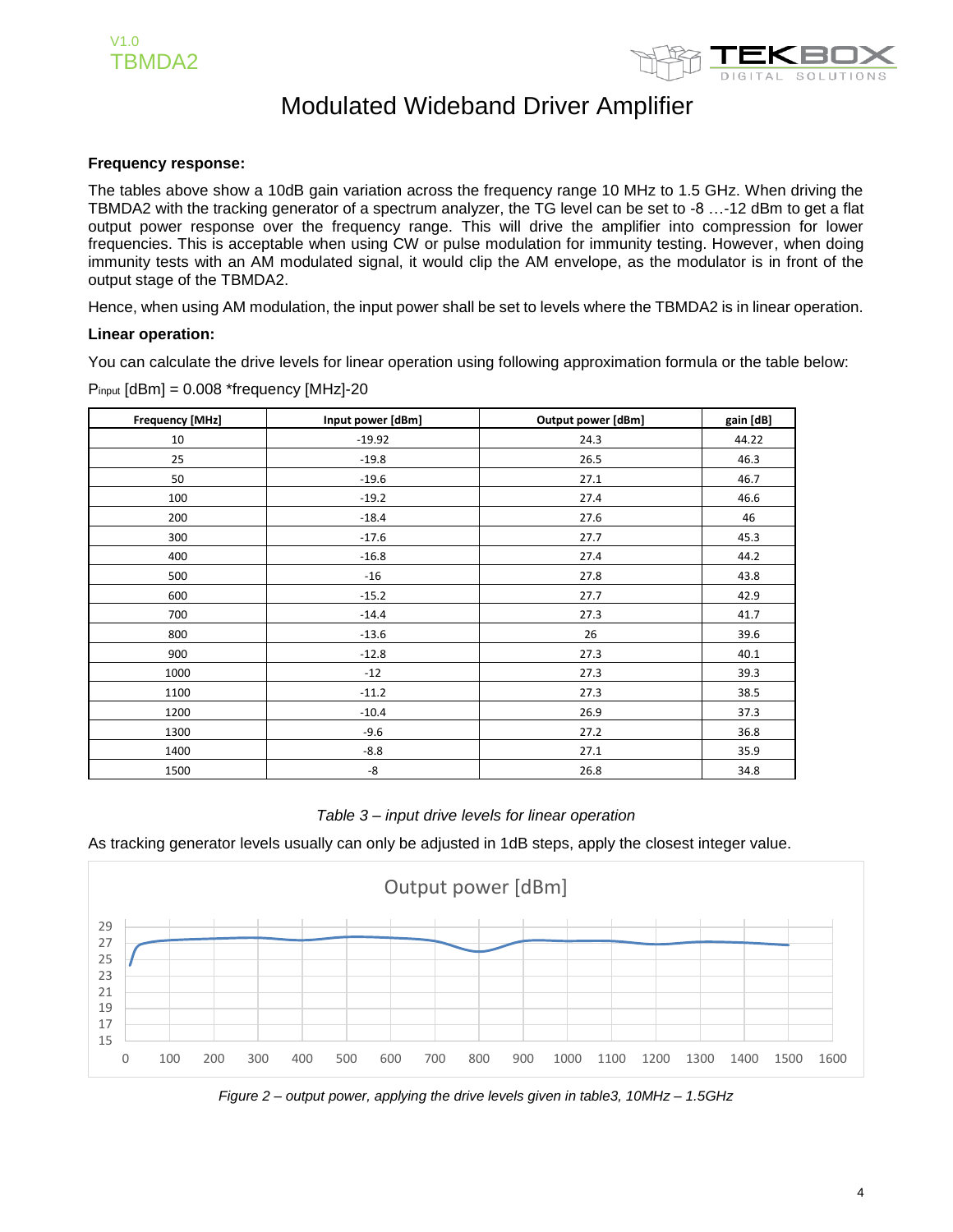**Frequency response:**

The tables above show a 10dB gain variation across the frequency range 10 MHz to 1.5 GHz. When driving the TBMDA2 with the tracking generator of a spectrum analyzer, the TG level can be set to -8 …-12 dBm to get a flat output power response over the frequency range. This will drive the amplifier into compression for lower frequencies. This is acceptable when using CW or pulse modulation for immunity testing. However, when doing immunity tests with an AM modulated signal, it would clip the AM envelope, as the modulator is in front of the output stage of the TBMDA2.

Hence, when using AM modulation, the input power shall be set to levels where the TBMDA2 is in linear operation.

**Linear operation:**

You can calculate the drive levels for linear operation using following approximation formula or the table below:

$P_{input}$ [dBm] = 0.008 *frequency [MHz]-20

| Frequency [MHz] | Input power [dBm] | Output power [dBm] | gain [dB] |
|---|---|---|---|
| 10 | -19.92 | 24.3 | 44.22 |
| 25 | -19.8 | 26.5 | 46.3 |
| 50 | -19.6 | 27.1 | 46.7 |
| 100 | -19.2 | 27.4 | 46.6 |
| 200 | -18.4 | 27.6 | 46 |
| 300 | -17.6 | 27.7 | 45.3 |
| 400 | -16.8 | 27.4 | 44.2 |
| 500 | -16 | 27.8 | 43.8 |
| 600 | -15.2 | 27.7 | 42.9 |
| 700 | -14.4 | 27.3 | 41.7 |
| 800 | -13.6 | 26 | 39.6 |
| 900 | -12.8 | 27.3 | 40.1 |
| 1000 | -12 | 27.3 | 39.3 |
| 1100 | -11.2 | 27.3 | 38.5 |
| 1200 | -10.4 | 26.9 | 37.3 |
| 1300 | -9.6 | 27.2 | 36.8 |
| 1400 | -8.8 | 27.1 | 35.9 |
| 1500 | -8 | 26.8 | 34.8 |

*Table 3 – input drive levels for linear operation*

As tracking generator levels usually can only be adjusted in 1dB steps, apply the closest integer value.

*Figure 2 – output power, applying the drive levels given in table3, 10MHz – 1.5GHz*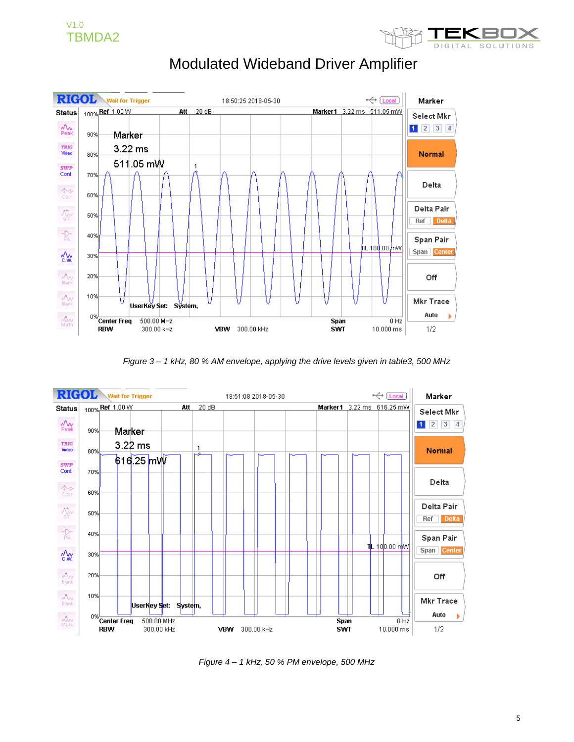# Modulated Wideband Driver Amplifier

*Figure 3 – 1 kHz, 80 % AM envelope, applying the drive levels given in table3, 500 MHz*

*Figure 4 – 1 kHz, 50 % PM envelope, 500 MHz*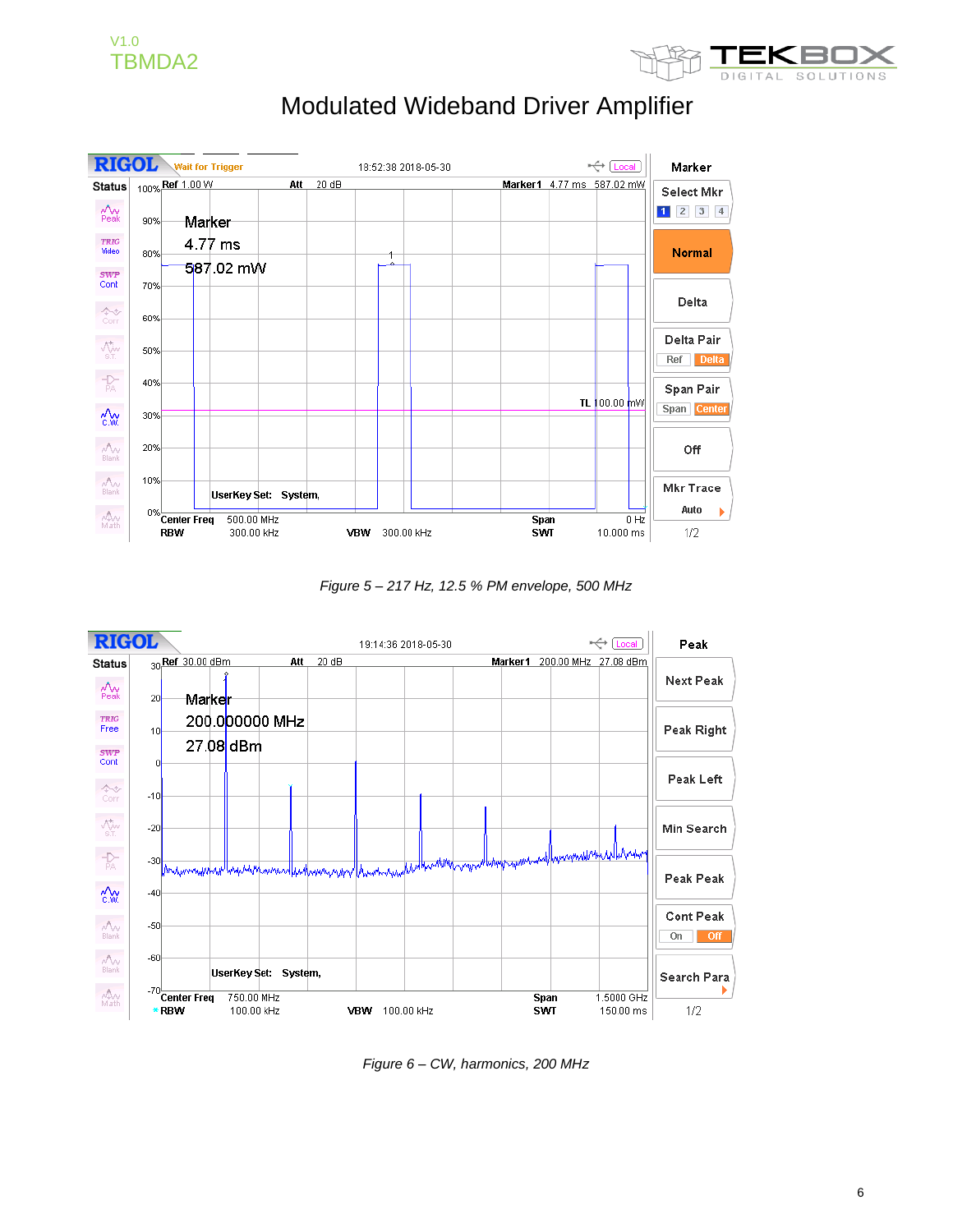# Modulated Wideband Driver Amplifier

*Figure 5 – 217 Hz, 12.5 % PM envelope, 500 MHz*

*Figure 6 – CW, harmonics, 200 MHz*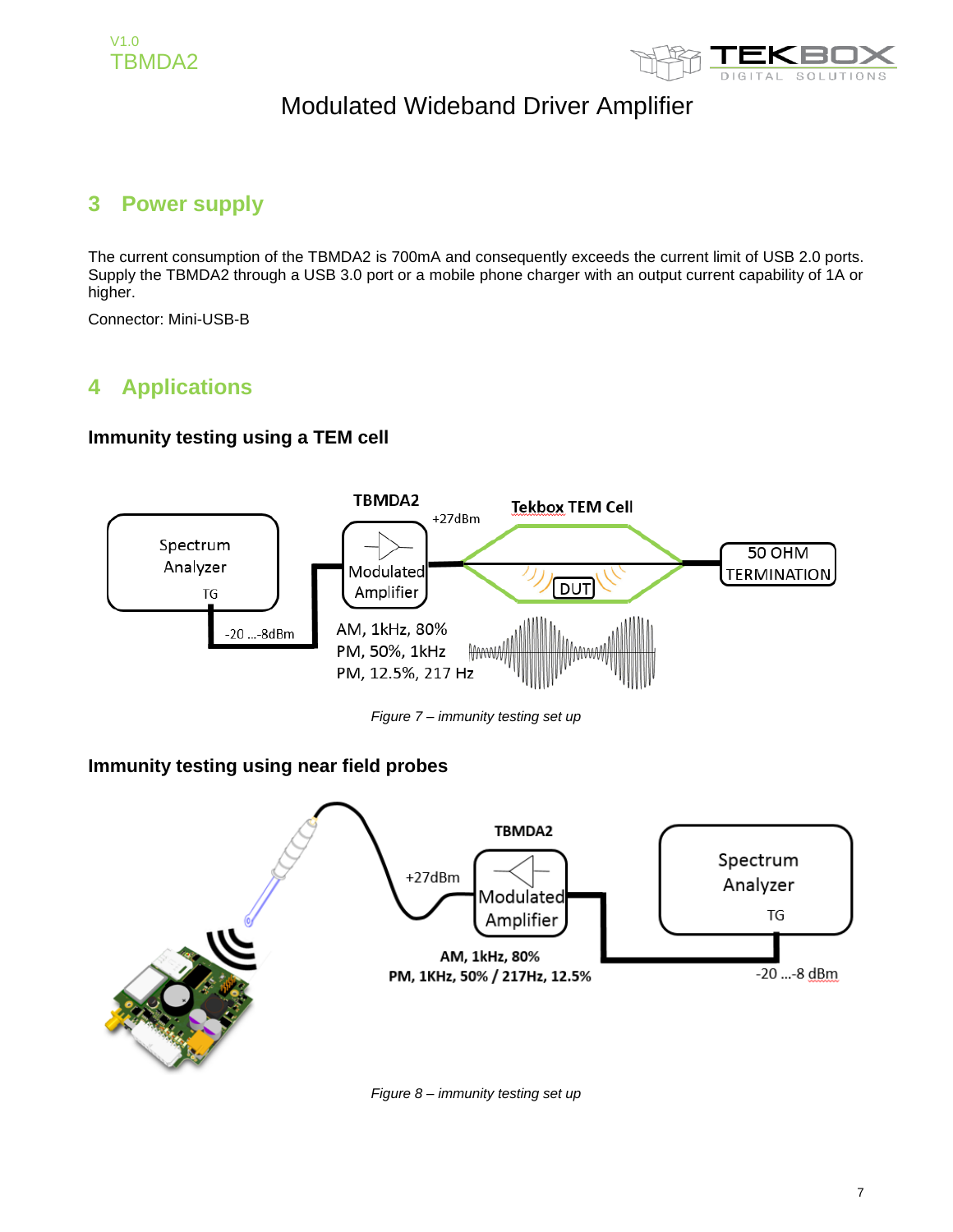## 3 Power supply

The current consumption of the TBMDA2 is 700mA and consequently exceeds the current limit of USB 2.0 ports. Supply the TBMDA2 through a USB 3.0 port or a mobile phone charger with an output current capability of 1A or higher.

Connector: Mini-USB-B

## 4 Applications

### Immunity testing using a TEM cell

*Figure 7 – immunity testing set up*

### Immunity testing using near field probes

*Figure 8 – immunity testing set up*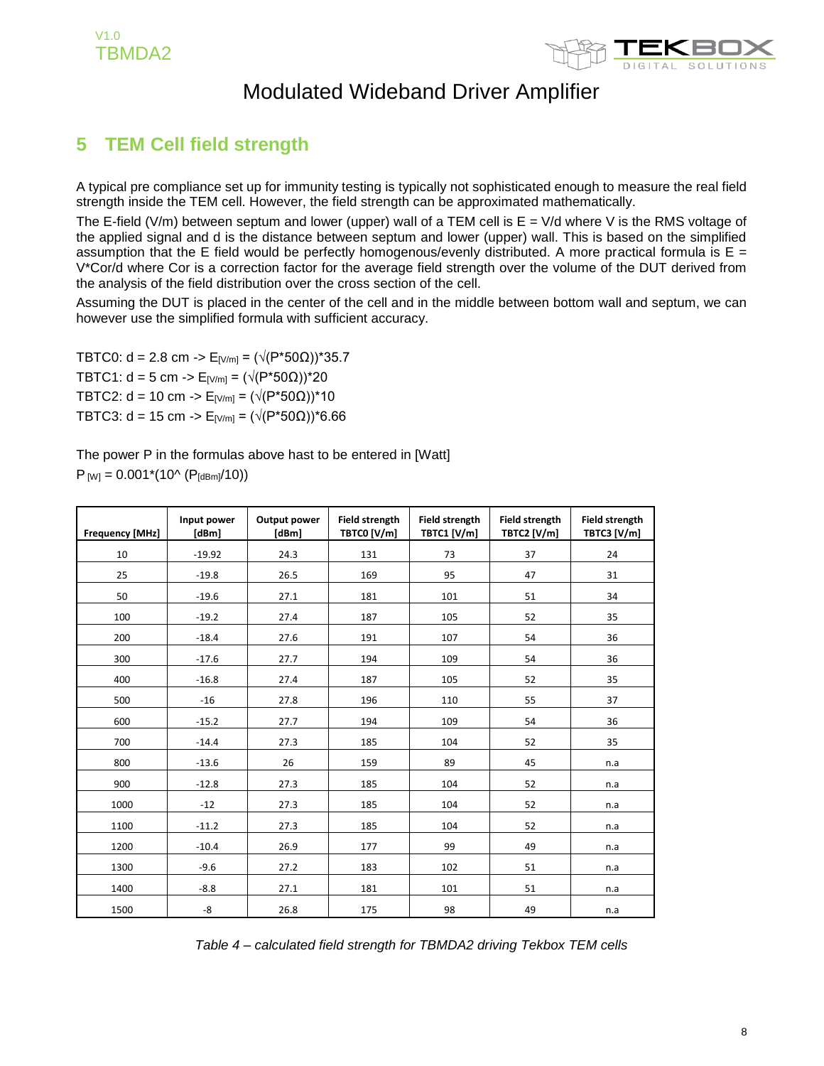## 5 TEM Cell field strength

A typical pre compliance set up for immunity testing is typically not sophisticated enough to measure the real field strength inside the TEM cell. However, the field strength can be approximated mathematically.

The E-field (V/m) between septum and lower (upper) wall of a TEM cell is E = V/d where V is the RMS voltage of the applied signal and d is the distance between septum and lower (upper) wall. This is based on the simplified assumption that the E field would be perfectly homogenous/evenly distributed. A more practical formula is E = V*Cor/d where Cor is a correction factor for the average field strength over the volume of the DUT derived from the analysis of the field distribution over the cross section of the cell.

Assuming the DUT is placed in the center of the cell and in the middle between bottom wall and septum, we can however use the simplified formula with sufficient accuracy.

TBTC0: d = 2.8 cm -> $E_{[V/m]} = (\sqrt{P \cdot 50\Omega}) \cdot 35.7$
TBTC1: d = 5 cm -> $E_{[V/m]} = (\sqrt{P \cdot 50\Omega}) \cdot 20$
TBTC2: d = 10 cm -> $E_{[V/m]} = (\sqrt{P \cdot 50\Omega}) \cdot 10$
TBTC3: d = 15 cm -> $E_{[V/m]} = (\sqrt{P \cdot 50\Omega}) \cdot 6.66$

The power P in the formulas above hast to be entered in [Watt]
$P_{[W]} = 0.001 \cdot (10^{(P_{[dBm]}/10)})$

| Frequency [MHz] | Input power [dBm] | Output power [dBm] | Field strength TBTC0 [V/m] | Field strength TBTC1 [V/m] | Field strength TBTC2 [V/m] | Field strength TBTC3 [V/m] |
|---|---|---|---|---|---|---|
| 10 | -19.92 | 24.3 | 131 | 73 | 37 | 24 |
| 25 | -19.8 | 26.5 | 169 | 95 | 47 | 31 |
| 50 | -19.6 | 27.1 | 181 | 101 | 51 | 34 |
| 100 | -19.2 | 27.4 | 187 | 105 | 52 | 35 |
| 200 | -18.4 | 27.6 | 191 | 107 | 54 | 36 |
| 300 | -17.6 | 27.7 | 194 | 109 | 54 | 36 |
| 400 | -16.8 | 27.4 | 187 | 105 | 52 | 35 |
| 500 | -16 | 27.8 | 196 | 110 | 55 | 37 |
| 600 | -15.2 | 27.7 | 194 | 109 | 54 | 36 |
| 700 | -14.4 | 27.3 | 185 | 104 | 52 | 35 |
| 800 | -13.6 | 26 | 159 | 89 | 45 | n.a |
| 900 | -12.8 | 27.3 | 185 | 104 | 52 | n.a |
| 1000 | -12 | 27.3 | 185 | 104 | 52 | n.a |
| 1100 | -11.2 | 27.3 | 185 | 104 | 52 | n.a |
| 1200 | -10.4 | 26.9 | 177 | 99 | 49 | n.a |
| 1300 | -9.6 | 27.2 | 183 | 102 | 51 | n.a |
| 1400 | -8.8 | 27.1 | 181 | 101 | 51 | n.a |
| 1500 | -8 | 26.8 | 175 | 98 | 49 | n.a |

*Table 4 – calculated field strength for TBMDA2 driving Tekbox TEM cells*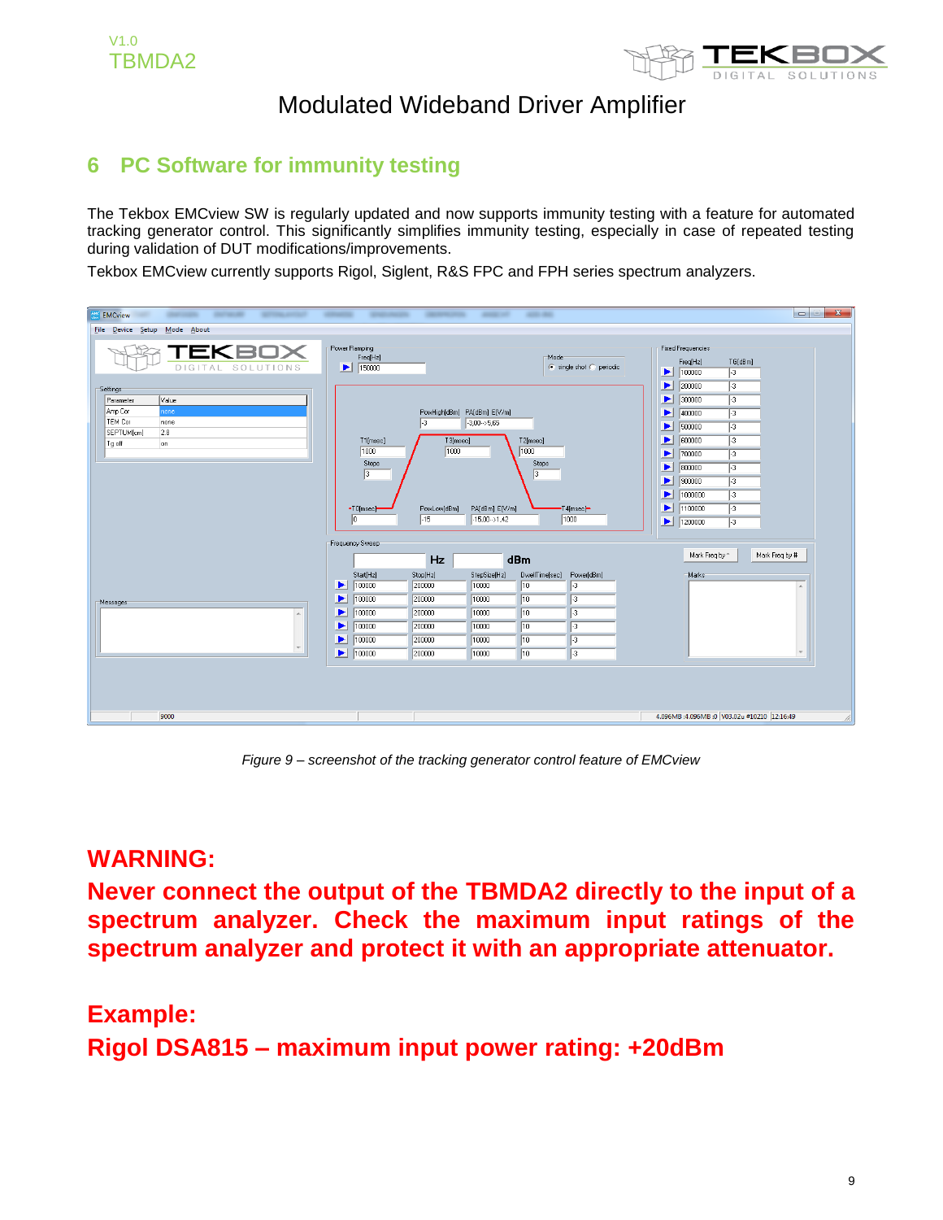## 6 PC Software for immunity testing

The Tekbox EMCview SW is regularly updated and now supports immunity testing with a feature for automated tracking generator control. This significantly simplifies immunity testing, especially in case of repeated testing during validation of DUT modifications/improvements.

Tekbox EMCview currently supports Rigol, Siglent, R&S FPC and FPH series spectrum analyzers.

*Figure 9 – screenshot of the tracking generator control feature of EMCview*

**WARNING:**

**Never connect the output of the TBMDA2 directly to the input of a spectrum analyzer. Check the maximum input ratings of the spectrum analyzer and protect it with an appropriate attenuator.**

**Example:**

**Rigol DSA815 – maximum input power rating: +20dBm**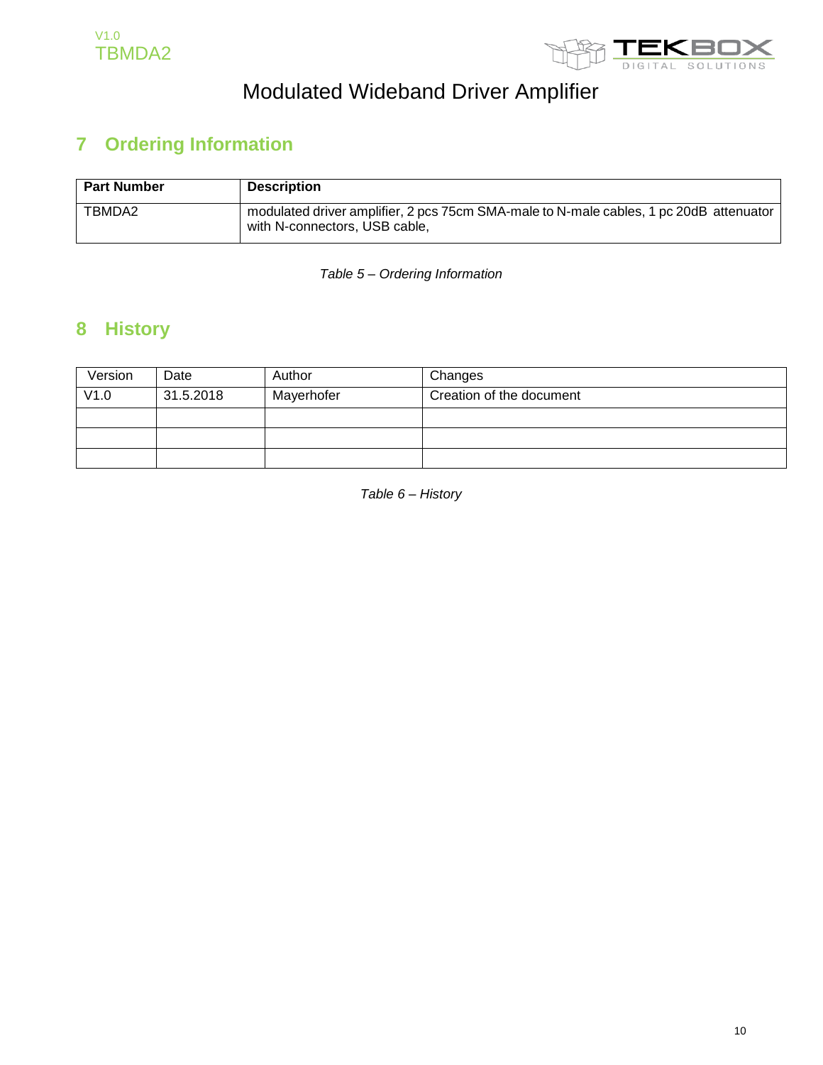## 7 Ordering Information

| Part Number | Description |
|---|---|
| TBMDA2 | modulated driver amplifier, 2 pcs 75cm SMA-male to N-male cables, 1 pc 20dB attenuator with N-connectors, USB cable, |

*Table 5 – Ordering Information*

## 8 History

| Version | Date | Author | Changes |
|---|---|---|---|
| V1.0 | 31.5.2018 | Mayerhofer | Creation of the document |
| | | | |
| | | | |
| | | | |

*Table 6 – History*